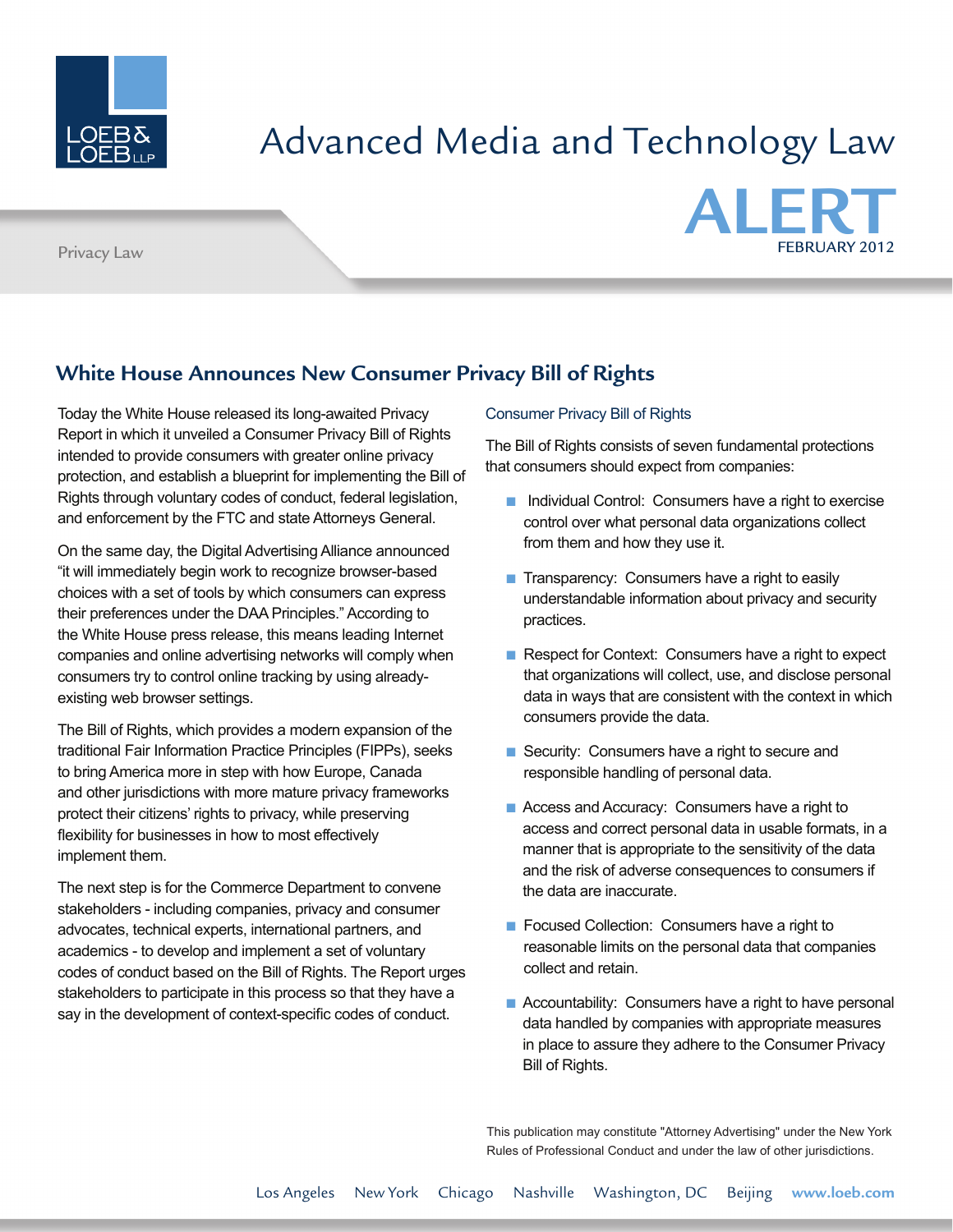# Advanced Media and Technology Law

**ALERT**

FEBRUARY 2012

Privacy Law

## White House Announces New Consumer Privacy Bill of Rights

Today the White House released its long-awaited Privacy Report in which it unveiled a Consumer Privacy Bill of Rights intended to provide consumers with greater online privacy protection, and establish a blueprint for implementing the Bill of Rights through voluntary codes of conduct, federal legislation, and enforcement by the FTC and state Attorneys General.

On the same day, the Digital Advertising Alliance announced "it will immediately begin work to recognize browser-based choices with a set of tools by which consumers can express their preferences under the DAA Principles." According to the White House press release, this means leading Internet companies and online advertising networks will comply when consumers try to control online tracking by using already-existing web browser settings.

The Bill of Rights, which provides a modern expansion of the traditional Fair Information Practice Principles (FIPPs), seeks to bring America more in step with how Europe, Canada and other jurisdictions with more mature privacy frameworks protect their citizens' rights to privacy, while preserving flexibility for businesses in how to most effectively implement them.

The next step is for the Commerce Department to convene stakeholders - including companies, privacy and consumer advocates, technical experts, international partners, and academics - to develop and implement a set of voluntary codes of conduct based on the Bill of Rights. The Report urges stakeholders to participate in this process so that they have a say in the development of context-specific codes of conduct.

### Consumer Privacy Bill of Rights

The Bill of Rights consists of seven fundamental protections that consumers should expect from companies:

- Individual Control: Consumers have a right to exercise control over what personal data organizations collect from them and how they use it.
- Transparency: Consumers have a right to easily understandable information about privacy and security practices.
- Respect for Context: Consumers have a right to expect that organizations will collect, use, and disclose personal data in ways that are consistent with the context in which consumers provide the data.
- Security: Consumers have a right to secure and responsible handling of personal data.
- Access and Accuracy: Consumers have a right to access and correct personal data in usable formats, in a manner that is appropriate to the sensitivity of the data and the risk of adverse consequences to consumers if the data are inaccurate.
- Focused Collection: Consumers have a right to reasonable limits on the personal data that companies collect and retain.
- Accountability: Consumers have a right to have personal data handled by companies with appropriate measures in place to assure they adhere to the Consumer Privacy Bill of Rights.

This publication may constitute "Attorney Advertising" under the New York Rules of Professional Conduct and under the law of other jurisdictions.

Los Angeles New York Chicago Nashville Washington, DC Beijing www.loeb.com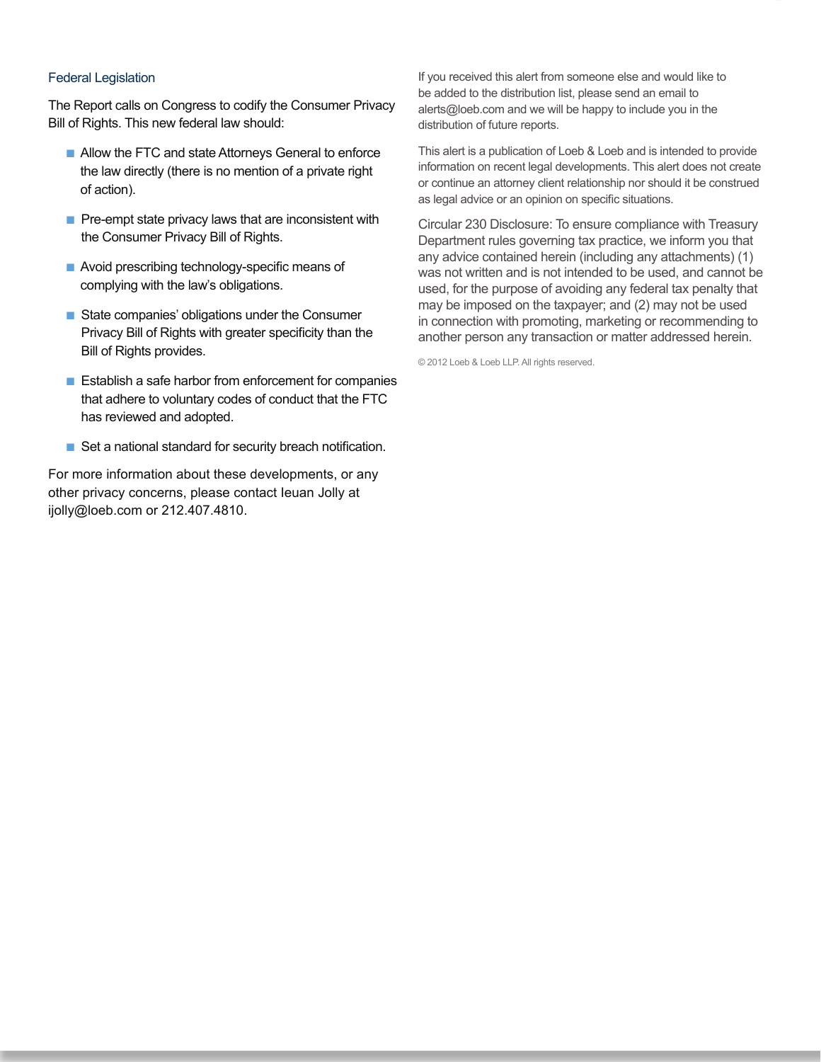## Federal Legislation

The Report calls on Congress to codify the Consumer Privacy Bill of Rights. This new federal law should:

- Allow the FTC and state Attorneys General to enforce the law directly (there is no mention of a private right of action).
- Pre-empt state privacy laws that are inconsistent with the Consumer Privacy Bill of Rights.
- Avoid prescribing technology-specific means of complying with the law's obligations.
- State companies' obligations under the Consumer Privacy Bill of Rights with greater specificity than the Bill of Rights provides.
- Establish a safe harbor from enforcement for companies that adhere to voluntary codes of conduct that the FTC has reviewed and adopted.
- Set a national standard for security breach notification.

For more information about these developments, or any other privacy concerns, please contact Ieuan Jolly at ijolly@loeb.com or 212.407.4810.

If you received this alert from someone else and would like to be added to the distribution list, please send an email to alerts@loeb.com and we will be happy to include you in the distribution of future reports.

This alert is a publication of Loeb & Loeb and is intended to provide information on recent legal developments. This alert does not create or continue an attorney client relationship nor should it be construed as legal advice or an opinion on specific situations.

Circular 230 Disclosure: To ensure compliance with Treasury Department rules governing tax practice, we inform you that any advice contained herein (including any attachments) (1) was not written and is not intended to be used, and cannot be used, for the purpose of avoiding any federal tax penalty that may be imposed on the taxpayer; and (2) may not be used in connection with promoting, marketing or recommending to another person any transaction or matter addressed herein.

© 2012 Loeb & Loeb LLP. All rights reserved.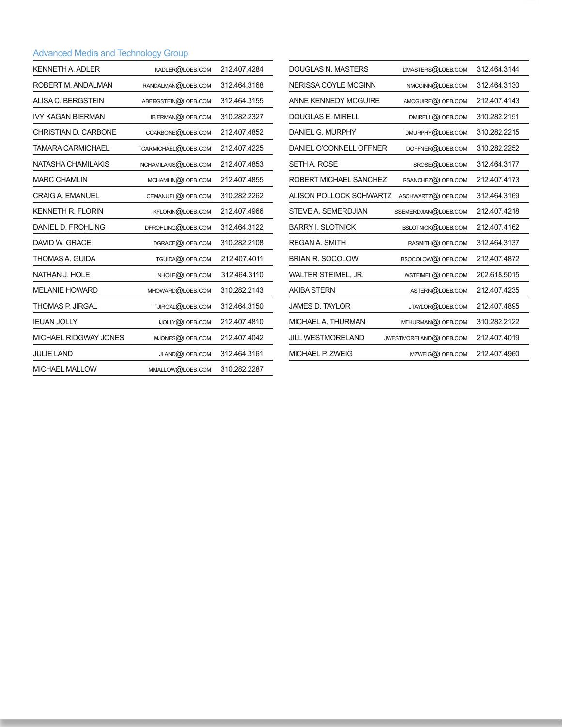## Advanced Media and Technology Group

| | | |
|---|---|---|
| KENNETH A. ADLER | KADLER@LOEB.COM | 212.407.4284 |
| ROBERT M. ANDALMAN | RANDALMAN@LOEB.COM | 312.464.3168 |
| ALISA C. BERGSTEIN | ABERGSTEIN@LOEB.COM | 312.464.3155 |
| IVY KAGAN BIERMAN | IBIERMAN@LOEB.COM | 310.282.2327 |
| CHRISTIAN D. CARBONE | CCARBONE@LOEB.COM | 212.407.4852 |
| TAMARA CARMICHAEL | TCARMICHAEL@LOEB.COM | 212.407.4225 |
| NATASHA CHAMILAKIS | NCHAMILAKIS@LOEB.COM | 212.407.4853 |
| MARC CHAMLIN | MCHAMLIN@LOEB.COM | 212.407.4855 |
| CRAIG A. EMANUEL | CEMANUEL@LOEB.COM | 310.282.2262 |
| KENNETH R. FLORIN | KFLORIN@LOEB.COM | 212.407.4966 |
| DANIEL D. FROHLING | DFROHLING@LOEB.COM | 312.464.3122 |
| DAVID W. GRACE | DGRACE@LOEB.COM | 310.282.2108 |
| THOMAS A. GUIDA | TGUIDA@LOEB.COM | 212.407.4011 |
| NATHAN J. HOLE | NHOLE@LOEB.COM | 312.464.3110 |
| MELANIE HOWARD | MHOWARD@LOEB.COM | 310.282.2143 |
| THOMAS P. JIRGAL | TJIRGAL@LOEB.COM | 312.464.3150 |
| IEUAN JOLLY | IJOLLY@LOEB.COM | 212.407.4810 |
| MICHAEL RIDGWAY JONES | MJONES@LOEB.COM | 212.407.4042 |
| JULIE LAND | JLAND@LOEB.COM | 312.464.3161 |
| MICHAEL MALLOW | MMALLOW@LOEB.COM | 310.282.2287 |
| DOUGLAS N. MASTERS | DMASTERS@LOEB.COM | 312.464.3144 |
| NERISSA COYLE MCGINN | NMCGINN@LOEB.COM | 312.464.3130 |
| ANNE KENNEDY MCGUIRE | AMCGUIRE@LOEB.COM | 212.407.4143 |
| DOUGLAS E. MIRELL | DMIRELL@LOEB.COM | 310.282.2151 |
| DANIEL G. MURPHY | DMURPHY@LOEB.COM | 310.282.2215 |
| DANIEL O'CONNELL OFFNER | DOFFNER@LOEB.COM | 310.282.2252 |
| SETH A. ROSE | SROSE@LOEB.COM | 312.464.3177 |
| ROBERT MICHAEL SANCHEZ | RSANCHEZ@LOEB.COM | 212.407.4173 |
| ALISON POLLOCK SCHWARTZ | ASCHWARTZ@LOEB.COM | 312.464.3169 |
| STEVE A. SEMERDJIAN | SSEMERDJIAN@LOEB.COM | 212.407.4218 |
| BARRY I. SLOTNICK | BSLOTNICK@LOEB.COM | 212.407.4162 |
| REGAN A. SMITH | RASMITH@LOEB.COM | 312.464.3137 |
| BRIAN R. SOCOLOW | BSOCOLOW@LOEB.COM | 212.407.4872 |
| WALTER STEIMEL, JR. | WSTEIMEL@LOEB.COM | 202.618.5015 |
| AKIBA STERN | ASTERN@LOEB.COM | 212.407.4235 |
| JAMES D. TAYLOR | JTAYLOR@LOEB.COM | 212.407.4895 |
| MICHAEL A. THURMAN | MTHURMAN@LOEB.COM | 310.282.2122 |
| JILL WESTMORELAND | JWESTMORELAND@LOEB.COM | 212.407.4019 |
| MICHAEL P. ZWEIG | MZWEIG@LOEB.COM | 212.407.4960 |